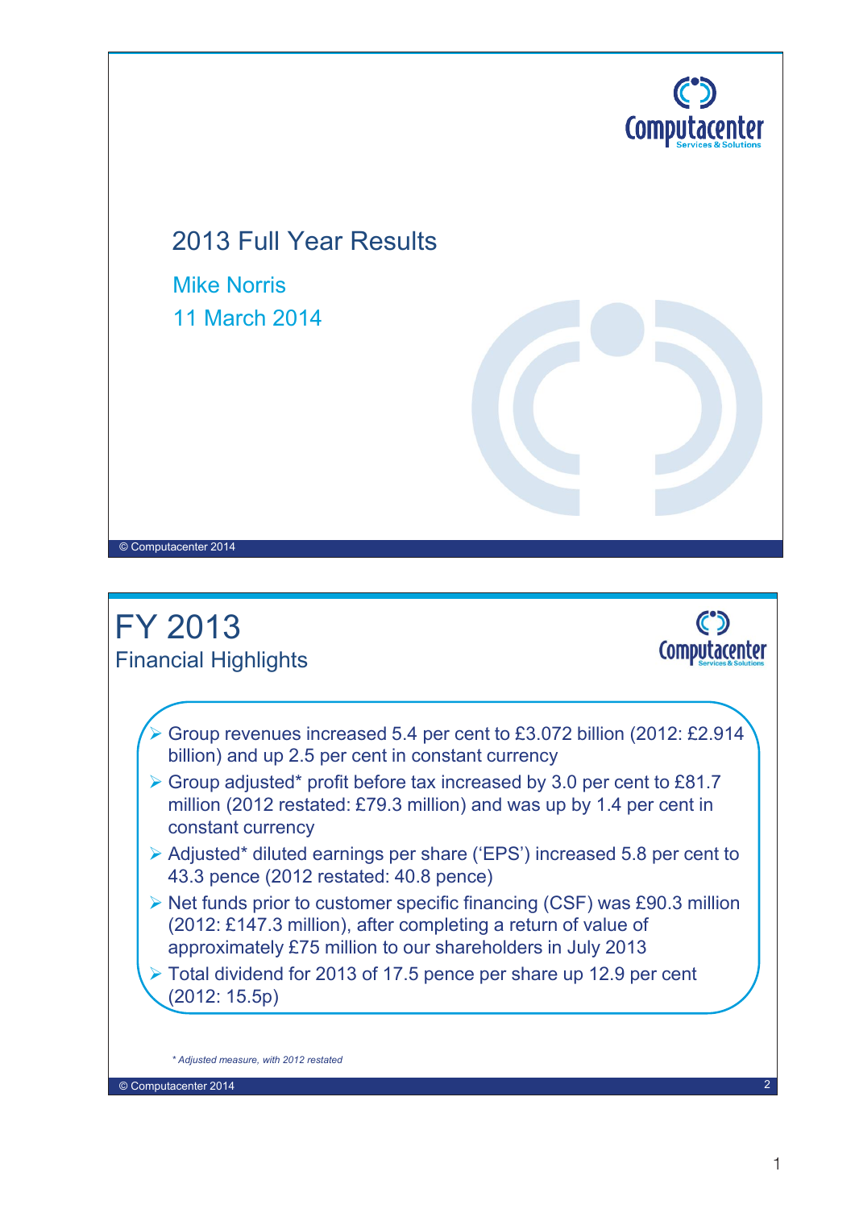# 2013 Full Year Results

Mike Norris

11 March 2014

© Computacenter 2014

# FY 2013

## Financial Highlights

- Group revenues increased 5.4 per cent to £3.072 billion (2012: £2.914 billion) and up 2.5 per cent in constant currency
- Group adjusted* profit before tax increased by 3.0 per cent to £81.7 million (2012 restated: £79.3 million) and was up by 1.4 per cent in constant currency
- Adjusted* diluted earnings per share ('EPS') increased 5.8 per cent to 43.3 pence (2012 restated: 40.8 pence)
- Net funds prior to customer specific financing (CSF) was £90.3 million (2012: £147.3 million), after completing a return of value of approximately £75 million to our shareholders in July 2013
- Total dividend for 2013 of 17.5 pence per share up 12.9 per cent (2012: 15.5p)

*\* Adjusted measure, with 2012 restated*

© Computacenter 2014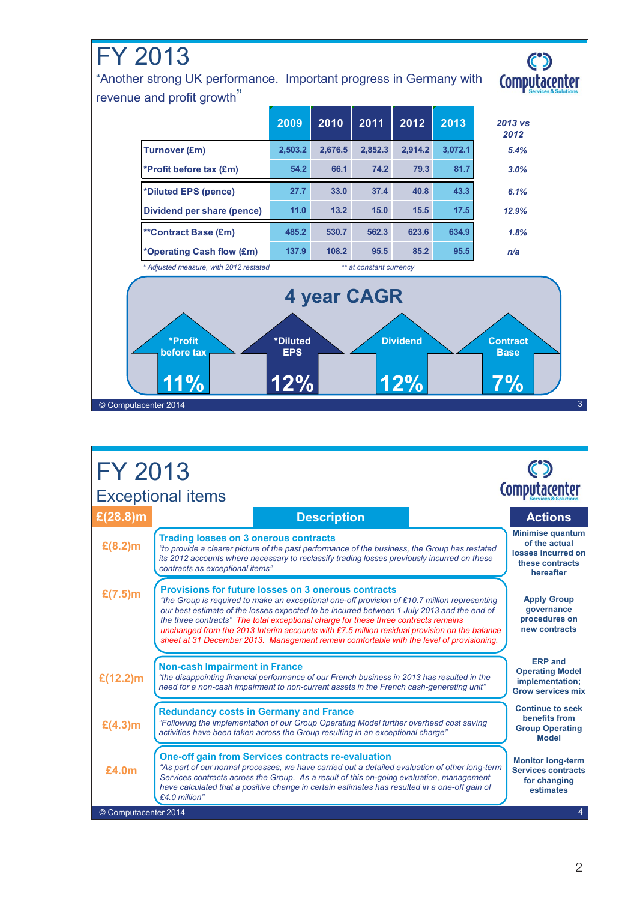# FY 2013

"Another strong UK performance. Important progress in Germany with revenue and profit growth"

| | 2009 | 2010 | 2011 | 2012 | 2013 | *2013 vs 2012* |
|---|---|---|---|---|---|---|
| Turnover (£m) | 2,503.2 | 2,676.5 | 2,852.3 | 2,914.2 | 3,072.1 | *5.4%* |
| *Profit before tax (£m) | 54.2 | 66.1 | 74.2 | 79.3 | 81.7 | *3.0%* |
| *Diluted EPS (pence) | 27.7 | 33.0 | 37.4 | 40.8 | 43.3 | *6.1%* |
| Dividend per share (pence) | 11.0 | 13.2 | 15.0 | 15.5 | 17.5 | *12.9%* |
| **Contract Base (£m) | 485.2 | 530.7 | 562.3 | 623.6 | 634.9 | *1.8%* |
| *Operating Cash flow (£m) | 137.9 | 108.2 | 95.5 | 85.2 | 95.5 | *n/a* |

*\* Adjusted measure, with 2012 restated* *\*\* at constant currency*

## 4 year CAGR

*Profit before tax 11%

*Diluted EPS 12%

Dividend 12%

Contract Base 7%

© Computacenter 2014

# FY 2013

## Exceptional items

| £(28.8)m | Description | Actions |
|---|---|---|
| £(8.2)m | **Trading losses on 3 onerous contracts** *"to provide a clearer picture of the past performance of the business, the Group has restated its 2012 accounts where necessary to reclassify trading losses previously incurred on these contracts as exceptional items"* | Minimise quantum of the actual losses incurred on these contracts hereafter |
| £(7.5)m | **Provisions for future losses on 3 onerous contracts** *"the Group is required to make an exceptional one-off provision of £10.7 million representing our best estimate of the losses expected to be incurred between 1 July 2013 and the end of the three contracts" The total exceptional charge for these three contracts remains unchanged from the 2013 Interim accounts with £7.5 million residual provision on the balance sheet at 31 December 2013. Management remain comfortable with the level of provisioning.* | Apply Group governance procedures on new contracts |
| £(12.2)m | **Non-cash Impairment in France** *"the disappointing financial performance of our French business in 2013 has resulted in the need for a non-cash impairment to non-current assets in the French cash-generating unit"* | ERP and Operating Model implementation; Grow services mix |
| £(4.3)m | **Redundancy costs in Germany and France** *"Following the implementation of our Group Operating Model further overhead cost saving activities have been taken across the Group resulting in an exceptional charge"* | Continue to seek benefits from Group Operating Model |
| £4.0m | **One-off gain from Services contracts re-evaluation** *"As part of our normal processes, we have carried out a detailed evaluation of other long-term Services contracts across the Group. As a result of this on-going evaluation, management have calculated that a positive change in certain estimates has resulted in a one-off gain of £4.0 million"* | Monitor long-term Services contracts for changing estimates |

© Computacenter 2014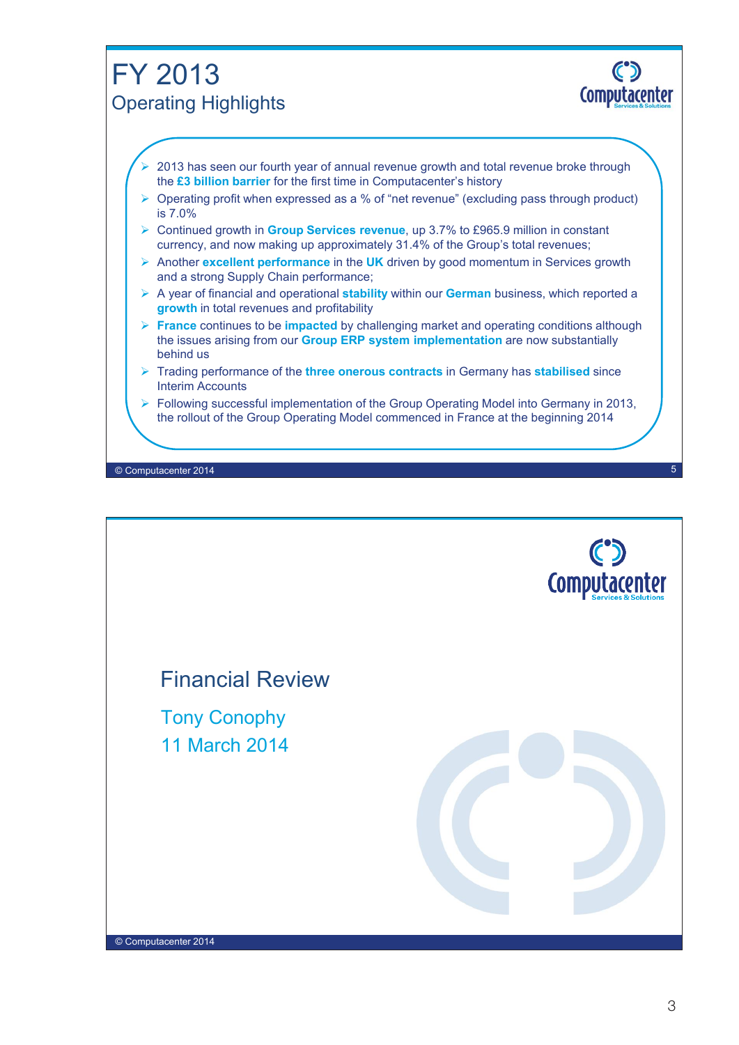# FY 2013

## Operating Highlights

- 2013 has seen our fourth year of annual revenue growth and total revenue broke through the **£3 billion barrier** for the first time in Computacenter's history
- Operating profit when expressed as a % of "net revenue" (excluding pass through product) is 7.0%
- Continued growth in **Group Services revenue**, up 3.7% to £965.9 million in constant currency, and now making up approximately 31.4% of the Group's total revenues;
- Another **excellent performance** in the **UK** driven by good momentum in Services growth and a strong Supply Chain performance;
- A year of financial and operational **stability** within our **German** business, which reported a **growth** in total revenues and profitability
- **France** continues to be **impacted** by challenging market and operating conditions although the issues arising from our **Group ERP system implementation** are now substantially behind us
- Trading performance of the **three onerous contracts** in Germany has **stabilised** since Interim Accounts
- Following successful implementation of the Group Operating Model into Germany in 2013, the rollout of the Group Operating Model commenced in France at the beginning 2014

© Computacenter 2014

# Financial Review

Tony Conophy

11 March 2014

© Computacenter 2014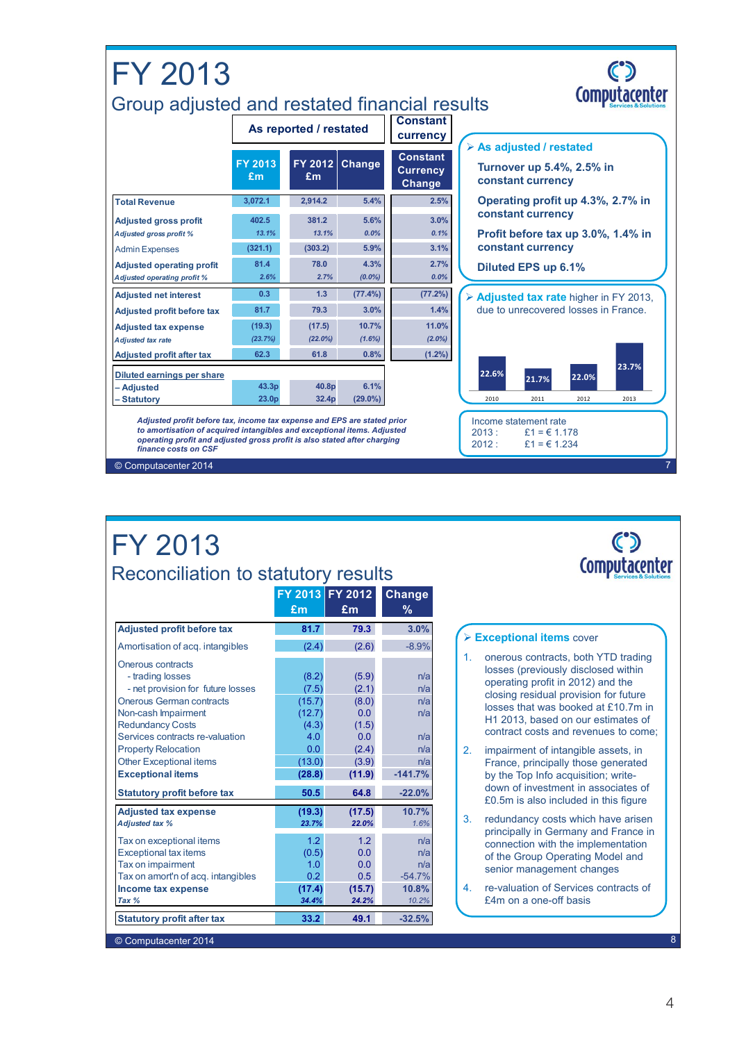# FY 2013

## Group adjusted and restated financial results

| | As reported / restated | | | Constant currency |
|---|---|---|---|---|
| | FY 2013 £m | FY 2012 £m | Change | Constant Currency Change |
| Total Revenue | 3,072.1 | 2,914.2 | 5.4% | 2.5% |
| Adjusted gross profit | 402.5 | 381.2 | 5.6% | 3.0% |
| *Adjusted gross profit %* | *13.1%* | *13.1%* | *0.0%* | *0.1%* |
| Admin Expenses | (321.1) | (303.2) | 5.9% | 3.1% |
| Adjusted operating profit | 81.4 | 78.0 | 4.3% | 2.7% |
| *Adjusted operating profit %* | *2.6%* | *2.7%* | *(0.0%)* | *0.0%* |
| Adjusted net interest | 0.3 | 1.3 | (77.4%) | (77.2%) |
| Adjusted profit before tax | 81.7 | 79.3 | 3.0% | 1.4% |
| Adjusted tax expense | (19.3) | (17.5) | 10.7% | 11.0% |
| *Adjusted tax rate* | *(23.7%)* | *(22.0%)* | *(1.6%)* | *(2.0%)* |
| Adjusted profit after tax | 62.3 | 61.8 | 0.8% | (1.2%) |
| Diluted earnings per share | | | | |
| – Adjusted | 43.3p | 40.8p | 6.1% | |
| – Statutory | 23.0p | 32.4p | (29.0%) | |

*Adjusted profit before tax, income tax expense and EPS are stated prior to amortisation of acquired intangibles and exceptional items. Adjusted operating profit and adjusted gross profit is also stated after charging finance costs on CSF*

- **As adjusted / restated**
  - Turnover up 5.4%, 2.5% in constant currency
  - Operating profit up 4.3%, 2.7% in constant currency
  - Profit before tax up 3.0%, 1.4% in constant currency
  - Diluted EPS up 6.1%

- **Adjusted tax rate** higher in FY 2013, due to unrecovered losses in France.

| 2010 | 2011 | 2012 | 2013 |
|---|---|---|---|
| 22.6% | 21.7% | 22.0% | 23.7% |

Income statement rate
2013 : £1 = € 1.178
2012 : £1 = € 1.234

© Computacenter 2014

# FY 2013

## Reconciliation to statutory results

| | FY 2013 £m | FY 2012 £m | Change % |
|---|---|---|---|
| **Adjusted profit before tax** | **81.7** | **79.3** | **3.0%** |
| Amortisation of acq. intangibles | (2.4) | (2.6) | -8.9% |
| Onerous contracts | | | |
| - trading losses | (8.2) | (5.9) | n/a |
| - net provision for future losses | (7.5) | (2.1) | n/a |
| Onerous German contracts | (15.7) | (8.0) | n/a |
| Non-cash Impairment | (12.7) | 0.0 | n/a |
| Redundancy Costs | (4.3) | (1.5) | |
| Services contracts re-valuation | 4.0 | 0.0 | n/a |
| Property Relocation | 0.0 | (2.4) | n/a |
| Other Exceptional items | (13.0) | (3.9) | n/a |
| **Exceptional items** | **(28.8)** | **(11.9)** | **-141.7%** |
| **Statutory profit before tax** | **50.5** | **64.8** | **-22.0%** |
| **Adjusted tax expense** | **(19.3)** | **(17.5)** | **10.7%** |
| ***Adjusted tax %*** | ***23.7%*** | ***22.0%*** | *1.6%* |
| Tax on exceptional items | 1.2 | 1.2 | n/a |
| Exceptional tax items | (0.5) | 0.0 | n/a |
| Tax on impairment | 1.0 | 0.0 | n/a |
| Tax on amort'n of acq. intangibles | 0.2 | 0.5 | -54.7% |
| **Income tax expense** | **(17.4)** | **(15.7)** | **10.8%** |
| ***Tax %*** | ***34.4%*** | ***24.2%*** | *10.2%* |
| **Statutory profit after tax** | **33.2** | **49.1** | **-32.5%** |

- **Exceptional items** cover
  1. onerous contracts, both YTD trading losses (previously disclosed within operating profit in 2012) and the closing residual provision for future losses that was booked at £10.7m in H1 2013, based on our estimates of contract costs and revenues to come;
  2. impairment of intangible assets, in France, principally those generated by the Top Info acquisition; write-down of investment in associates of £0.5m is also included in this figure
  3. redundancy costs which have arisen principally in Germany and France in connection with the implementation of the Group Operating Model and senior management changes
  4. re-valuation of Services contracts of £4m on a one-off basis

© Computacenter 2014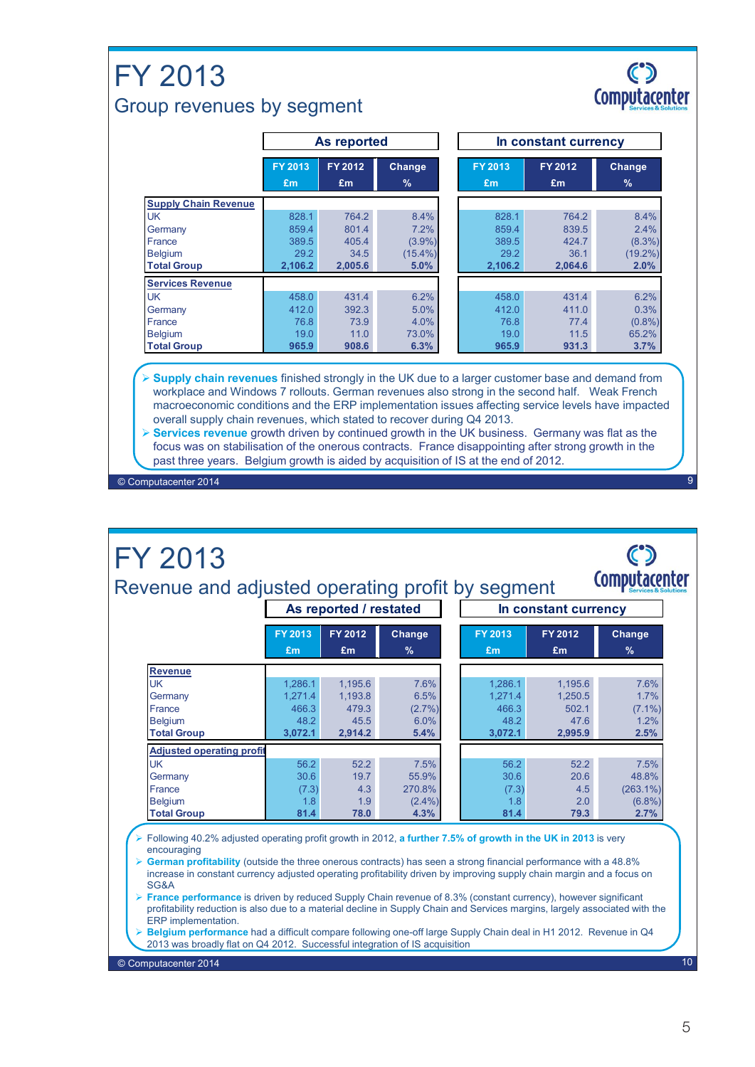# FY 2013

## Group revenues by segment

| | As reported | | | In constant currency | | |
|---|---|---|---|---|---|---|
| | FY 2013 £m | FY 2012 £m | Change % | FY 2013 £m | FY 2012 £m | Change % |
| **Supply Chain Revenue** | | | | | | |
| UK | 828.1 | 764.2 | 8.4% | 828.1 | 764.2 | 8.4% |
| Germany | 859.4 | 801.4 | 7.2% | 859.4 | 839.5 | 2.4% |
| France | 389.5 | 405.4 | (3.9%) | 389.5 | 424.7 | (8.3%) |
| Belgium | 29.2 | 34.5 | (15.4%) | 29.2 | 36.1 | (19.2%) |
| **Total Group** | **2,106.2** | **2,005.6** | **5.0%** | **2,106.2** | **2,064.6** | **2.0%** |
| **Services Revenue** | | | | | | |
| UK | 458.0 | 431.4 | 6.2% | 458.0 | 431.4 | 6.2% |
| Germany | 412.0 | 392.3 | 5.0% | 412.0 | 411.0 | 0.3% |
| France | 76.8 | 73.9 | 4.0% | 76.8 | 77.4 | (0.8%) |
| Belgium | 19.0 | 11.0 | 73.0% | 19.0 | 11.5 | 65.2% |
| **Total Group** | **965.9** | **908.6** | **6.3%** | **965.9** | **931.3** | **3.7%** |

- **Supply chain revenues** finished strongly in the UK due to a larger customer base and demand from workplace and Windows 7 rollouts. German revenues also strong in the second half. Weak French macroeconomic conditions and the ERP implementation issues affecting service levels have impacted overall supply chain revenues, which stated to recover during Q4 2013.
- **Services revenue** growth driven by continued growth in the UK business. Germany was flat as the focus was on stabilisation of the onerous contracts. France disappointing after strong growth in the past three years. Belgium growth is aided by acquisition of IS at the end of 2012.

© Computacenter 2014

# FY 2013

## Revenue and adjusted operating profit by segment

| | As reported / restated | | | In constant currency | | |
|---|---|---|---|---|---|---|
| | FY 2013 £m | FY 2012 £m | Change % | FY 2013 £m | FY 2012 £m | Change % |
| **Revenue** | | | | | | |
| UK | 1,286.1 | 1,195.6 | 7.6% | 1,286.1 | 1,195.6 | 7.6% |
| Germany | 1,271.4 | 1,193.8 | 6.5% | 1,271.4 | 1,250.5 | 1.7% |
| France | 466.3 | 479.3 | (2.7%) | 466.3 | 502.1 | (7.1%) |
| Belgium | 48.2 | 45.5 | 6.0% | 48.2 | 47.6 | 1.2% |
| **Total Group** | **3,072.1** | **2,914.2** | **5.4%** | **3,072.1** | **2,995.9** | **2.5%** |
| **Adjusted operating profit** | | | | | | |
| UK | 56.2 | 52.2 | 7.5% | 56.2 | 52.2 | 7.5% |
| Germany | 30.6 | 19.7 | 55.9% | 30.6 | 20.6 | 48.8% |
| France | (7.3) | 4.3 | 270.8% | (7.3) | 4.5 | (263.1%) |
| Belgium | 1.8 | 1.9 | (2.4%) | 1.8 | 2.0 | (6.8%) |
| **Total Group** | **81.4** | **78.0** | **4.3%** | **81.4** | **79.3** | **2.7%** |

- Following 40.2% adjusted operating profit growth in 2012, **a further 7.5% of growth in the UK in 2013** is very encouraging
- **German profitability** (outside the three onerous contracts) has seen a strong financial performance with a 48.8% increase in constant currency adjusted operating profitability driven by improving supply chain margin and a focus on SG&A
- **France performance** is driven by reduced Supply Chain revenue of 8.3% (constant currency), however significant profitability reduction is also due to a material decline in Supply Chain and Services margins, largely associated with the ERP implementation.
- **Belgium performance** had a difficult compare following one-off large Supply Chain deal in H1 2012. Revenue in Q4 2013 was broadly flat on Q4 2012. Successful integration of IS acquisition

© Computacenter 2014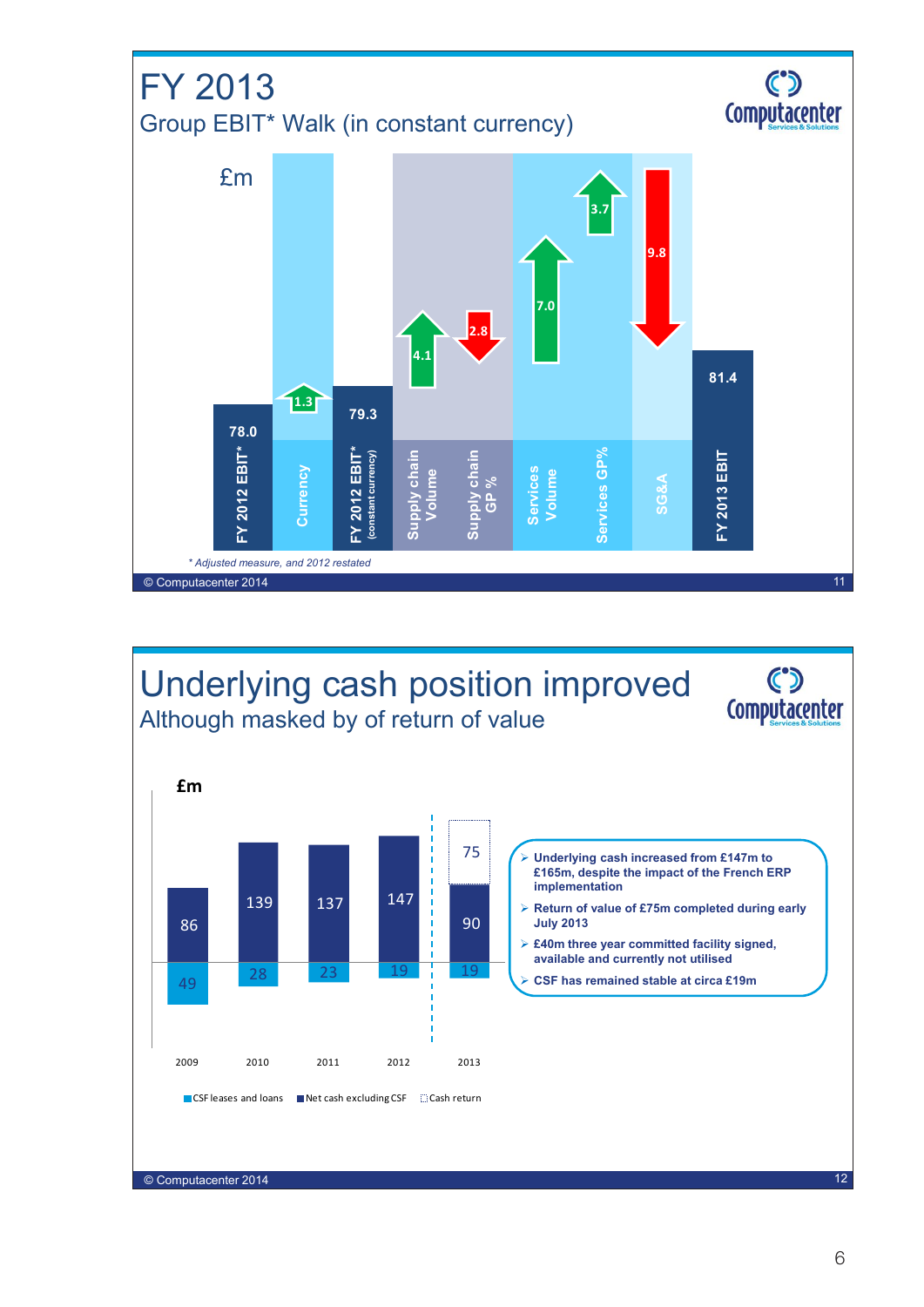# FY 2013

## Group EBIT* Walk (in constant currency)

£m

78.0
FY 2012 EBIT*

1.3
Currency

79.3
FY 2012 EBIT* (constant currency)

4.1
Supply chain Volume

2.8
Supply chain GP %

7.0
Services Volume

3.7
Services GP%

9.8
SG&A

81.4
FY 2013 EBIT

*\* Adjusted measure, and 2012 restated*

© Computacenter 2014

# Underlying cash position improved

## Although masked by of return of value

£m

2009: 86, 49
2010: 139, 28
2011: 137, 23
2012: 147, 19
2013: 75, 90, 19

CSF leases and loans | Net cash excluding CSF | Cash return

- **Underlying cash increased from £147m to £165m, despite the impact of the French ERP implementation**
- **Return of value of £75m completed during early July 2013**
- **£40m three year committed facility signed, available and currently not utilised**
- **CSF has remained stable at circa £19m**

© Computacenter 2014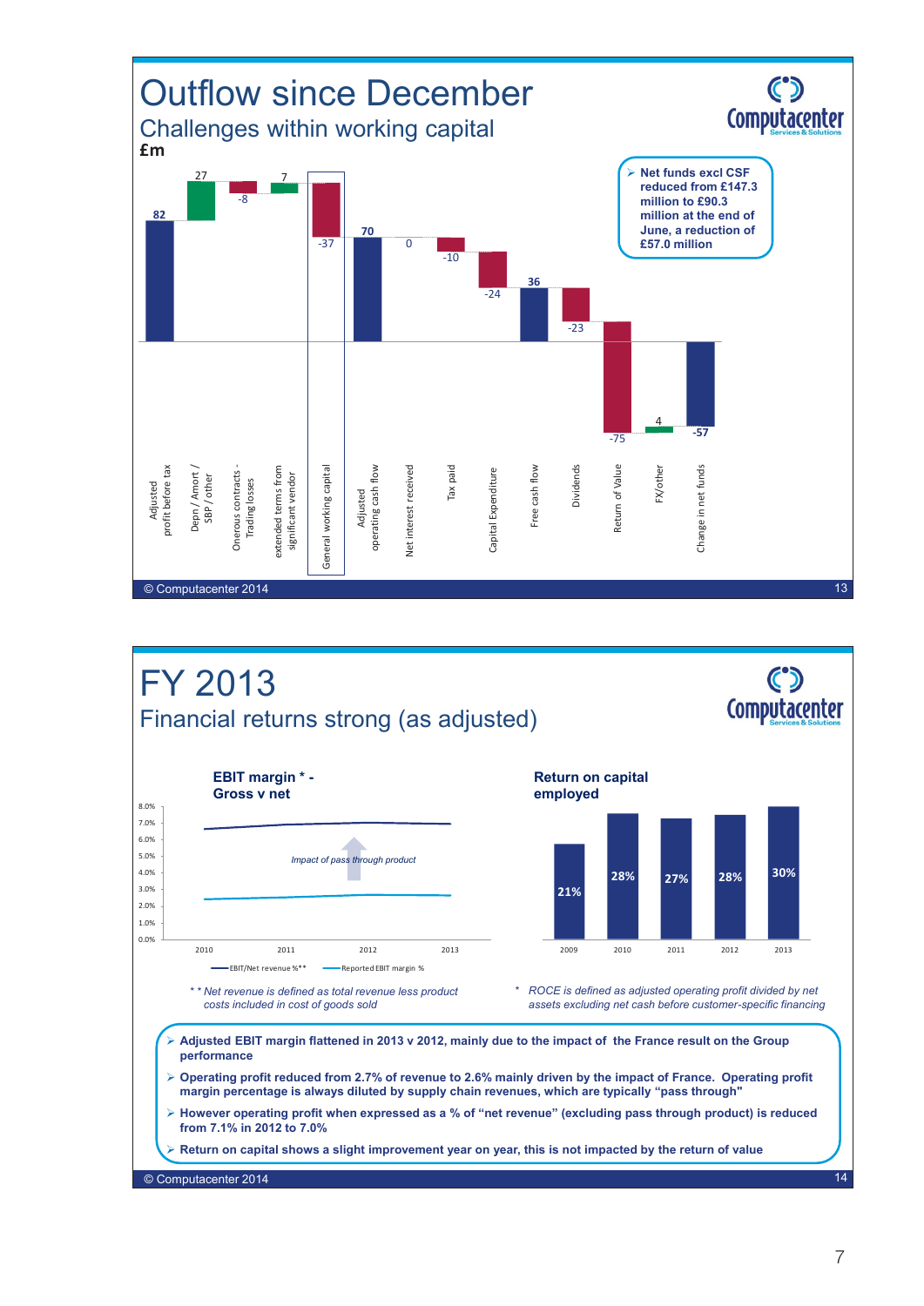# Outflow since December

## Challenges within working capital

£m

82
27
-8
7
-37
70
0
-10
-24
36
-23
-75
4
-57

Adjusted profit before tax
Depn / Amort / SBP / other
Onerous contracts - Trading losses
extended terms from significant vendor
General working capital
Adjusted operating cash flow
Net interest received
Tax paid
Capital Expenditure
Free cash flow
Dividends
Return of Value
FX/other
Change in net funds

- **Net funds excl CSF reduced from £147.3 million to £90.3 million at the end of June, a reduction of £57.0 million**

© Computacenter 2014

# FY 2013

## Financial returns strong (as adjusted)

**EBIT margin * - Gross v net**

8.0%
7.0%
6.0%
5.0%
4.0%
3.0%
2.0%
1.0%
0.0%

2010
2011
2012
2013

*Impact of pass through product*

EBIT/Net revenue %**
Reported EBIT margin %

*\* \* Net revenue is defined as total revenue less product costs included in cost of goods sold*

**Return on capital employed**

21%
28%
27%
28%
30%

2009
2010
2011
2012
2013

*\* ROCE is defined as adjusted operating profit divided by net assets excluding net cash before customer-specific financing*

- **Adjusted EBIT margin flattened in 2013 v 2012, mainly due to the impact of the France result on the Group performance**
- **Operating profit reduced from 2.7% of revenue to 2.6% mainly driven by the impact of France. Operating profit margin percentage is always diluted by supply chain revenues, which are typically "pass through"**
- **However operating profit when expressed as a % of "net revenue" (excluding pass through product) is reduced from 7.1% in 2012 to 7.0%**
- **Return on capital shows a slight improvement year on year, this is not impacted by the return of value**

© Computacenter 2014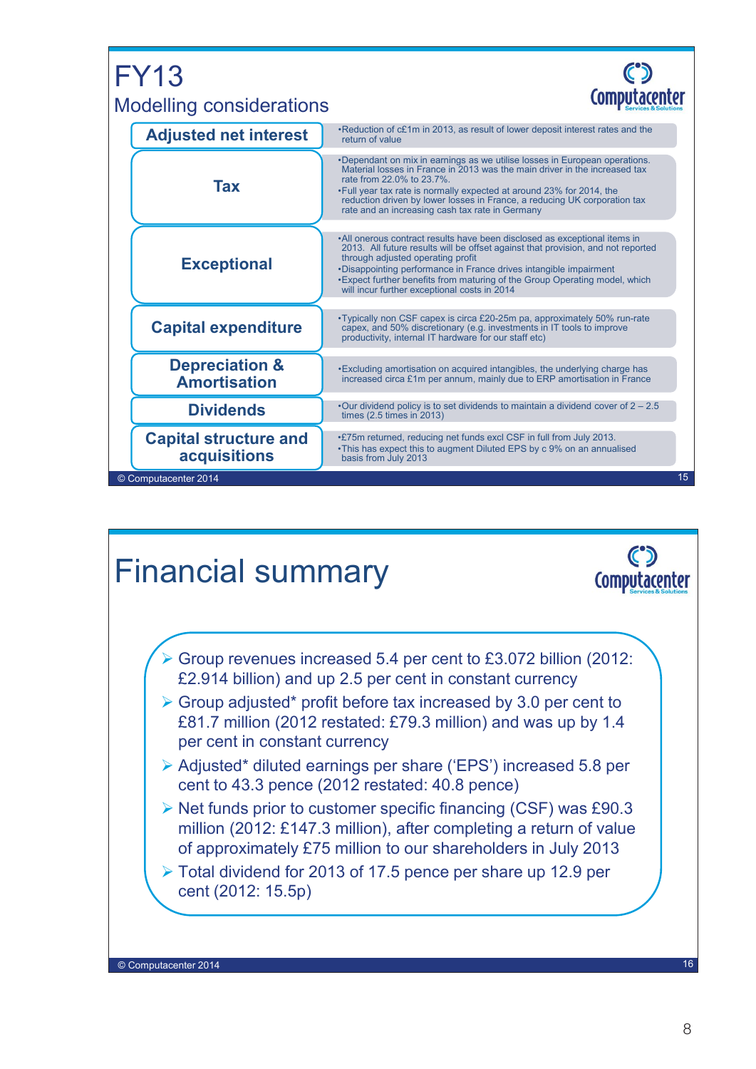# FY13

## Modelling considerations

| | |
|---|---|
| **Adjusted net interest** | •Reduction of c£1m in 2013, as result of lower deposit interest rates and the return of value |
| **Tax** | •Dependant on mix in earnings as we utilise losses in European operations. Material losses in France in 2013 was the main driver in the increased tax rate from 22.0% to 23.7%.<br>•Full year tax rate is normally expected at around 23% for 2014, the reduction driven by lower losses in France, a reducing UK corporation tax rate and an increasing cash tax rate in Germany |
| **Exceptional** | •All onerous contract results have been disclosed as exceptional items in 2013. All future results will be offset against that provision, and not reported through adjusted operating profit<br>•Disappointing performance in France drives intangible impairment<br>•Expect further benefits from maturing of the Group Operating model, which will incur further exceptional costs in 2014 |
| **Capital expenditure** | •Typically non CSF capex is circa £20-25m pa, approximately 50% run-rate capex, and 50% discretionary (e.g. investments in IT tools to improve productivity, internal IT hardware for our staff etc) |
| **Depreciation & Amortisation** | •Excluding amortisation on acquired intangibles, the underlying charge has increased circa £1m per annum, mainly due to ERP amortisation in France |
| **Dividends** | •Our dividend policy is to set dividends to maintain a dividend cover of 2 – 2.5 times (2.5 times in 2013) |
| **Capital structure and acquisitions** | •£75m returned, reducing net funds excl CSF in full from July 2013.<br>•This has expect this to augment Diluted EPS by c 9% on an annualised basis from July 2013 |

© Computacenter 2014

# Financial summary

- Group revenues increased 5.4 per cent to £3.072 billion (2012: £2.914 billion) and up 2.5 per cent in constant currency
- Group adjusted* profit before tax increased by 3.0 per cent to £81.7 million (2012 restated: £79.3 million) and was up by 1.4 per cent in constant currency
- Adjusted* diluted earnings per share ('EPS') increased 5.8 per cent to 43.3 pence (2012 restated: 40.8 pence)
- Net funds prior to customer specific financing (CSF) was £90.3 million (2012: £147.3 million), after completing a return of value of approximately £75 million to our shareholders in July 2013
- Total dividend for 2013 of 17.5 pence per share up 12.9 per cent (2012: 15.5p)

© Computacenter 2014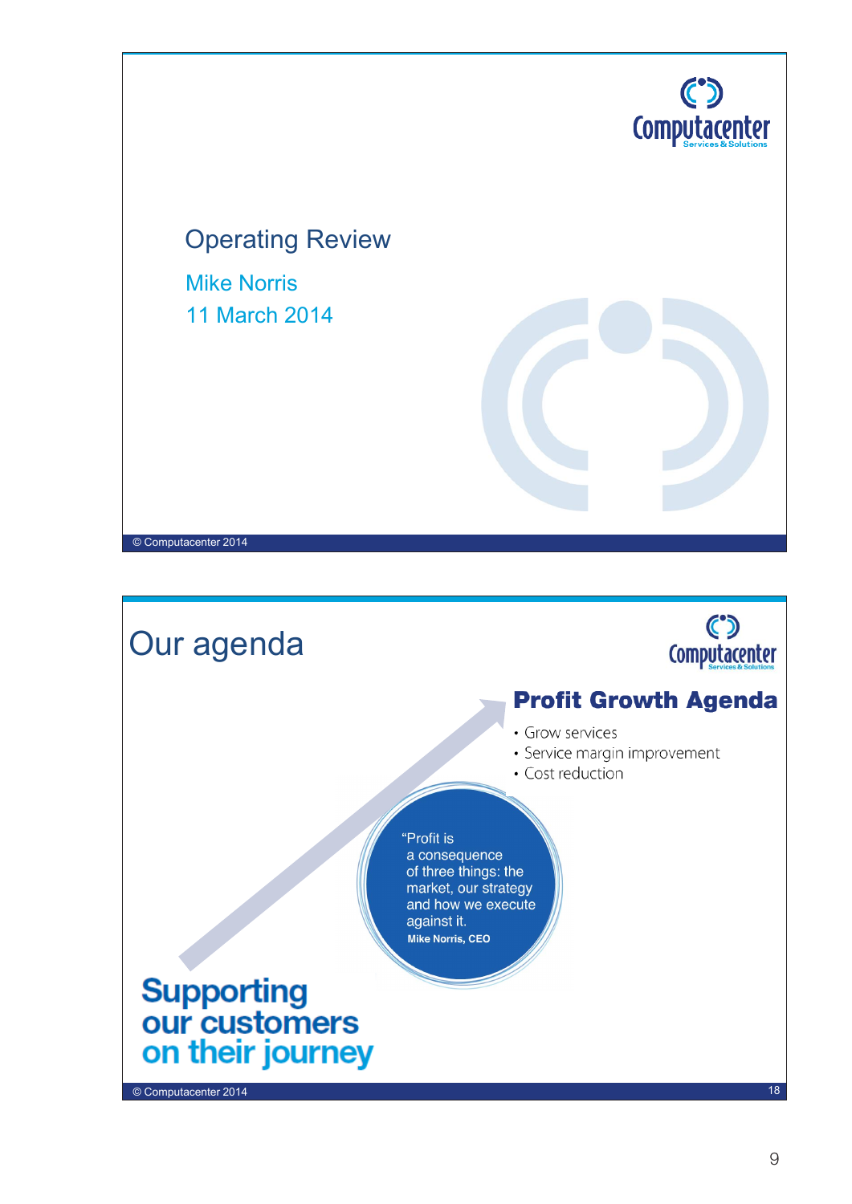# Operating Review

Mike Norris

11 March 2014

© Computacenter 2014

# Our agenda

## Profit Growth Agenda

- Grow services
- Service margin improvement
- Cost reduction

"Profit is a consequence of three things: the market, our strategy and how we execute against it.

**Mike Norris, CEO**

**Supporting our customers on their journey**

© Computacenter 2014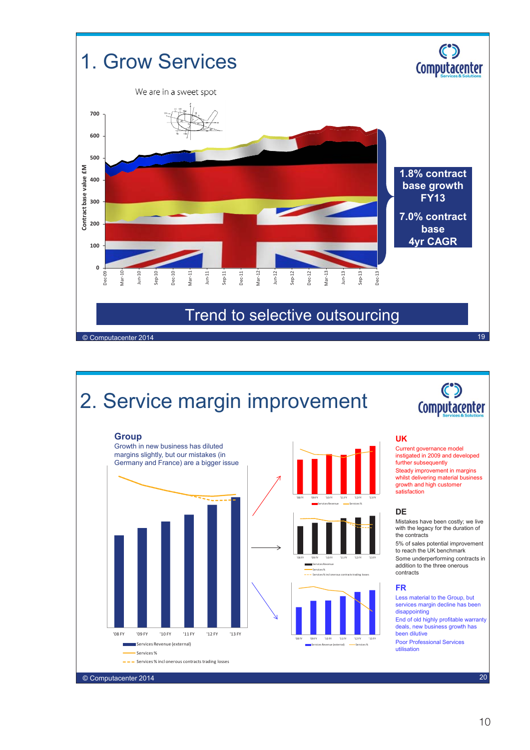# 1. Grow Services

Computacenter Services & Solutions

We are in a sweet spot

Contract base value £M

0
100
200
300
400
500
600
700

Dec-09 Mar-10 Jun-10 Sep-10 Dec-10 Mar-11 Jun-11 Sep-11 Dec-11 Mar-12 Jun-12 Sep-12 Dec-12 Mar-13 Jun-13 Sep-13 Dec-13

**1.8% contract base growth FY13**

**7.0% contract base 4yr CAGR**

Trend to selective outsourcing

© Computacenter 2014

# 2. Service margin improvement

Computacenter Services & Solutions

## Group

Growth in new business has diluted margins slightly, but our mistakes (in Germany and France) are a bigger issue

'08 FY '09 FY '10 FY '11 FY '12 FY '13 FY

Services Revenue (external)
Services %
Services % incl onerous contracts trading losses

'08 FY '09 FY '10 FY '11 FY '12 FY '13 FY
Services Revenue
Services %

'08 FY '09 FY '10 FY '11 FY '12 FY '13 FY
Services Revenue
Services %
Services % incl onerous contracts trading losses

'08 FY '09 FY '10 FY '11 FY '12 FY '13 FY
Services Revenue (external)
Services %

### UK

Current governance model instigated in 2009 and developed further subsequently

Steady improvement in margins whilst delivering material business growth and high customer satisfaction

### DE

Mistakes have been costly; we live with the legacy for the duration of the contracts

5% of sales potential improvement to reach the UK benchmark

Some underperforming contracts in addition to the three onerous contracts

### FR

Less material to the Group, but services margin decline has been disappointing

End of old highly profitable warranty deals, new business growth has been dilutive

Poor Professional Services utilisation

© Computacenter 2014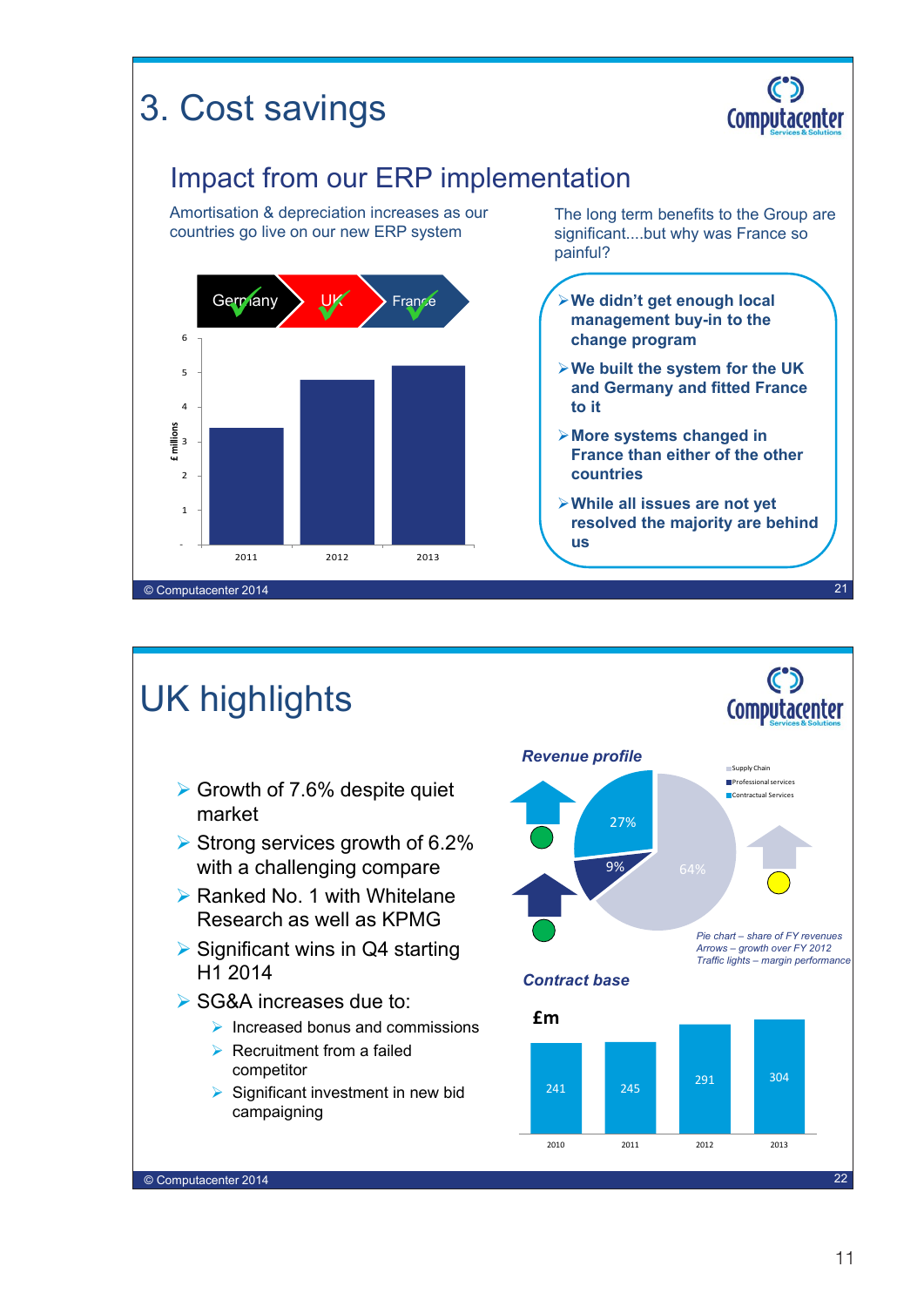# 3. Cost savings

## Impact from our ERP implementation

Amortisation & depreciation increases as our countries go live on our new ERP system

Germany ✓ | UK ✓ | France ✓

| Year | £ millions |
|---|---|
| 2011 | ~3.4 |
| 2012 | ~4.8 |
| 2013 | ~5.2 |

The long term benefits to the Group are significant....but why was France so painful?

- **We didn't get enough local management buy-in to the change program**
- **We built the system for the UK and Germany and fitted France to it**
- **More systems changed in France than either of the other countries**
- **While all issues are not yet resolved the majority are behind us**

© Computacenter 2014

# UK highlights

- Growth of 7.6% despite quiet market
- Strong services growth of 6.2% with a challenging compare
- Ranked No. 1 with Whitelane Research as well as KPMG
- Significant wins in Q4 starting H1 2014
- SG&A increases due to:
  - Increased bonus and commissions
  - Recruitment from a failed competitor
  - Significant investment in new bid campaigning

### *Revenue profile*

| Segment | Share of FY revenues |
|---|---|
| Supply Chain | 64% |
| Professional services | 9% |
| Contractual Services | 27% |

*Pie chart – share of FY revenues*
*Arrows – growth over FY 2012*
*Traffic lights – margin performance*

### *Contract base*

| £m | 2010 | 2011 | 2012 | 2013 |
|---|---|---|---|---|
| Contract base | 241 | 245 | 291 | 304 |

© Computacenter 2014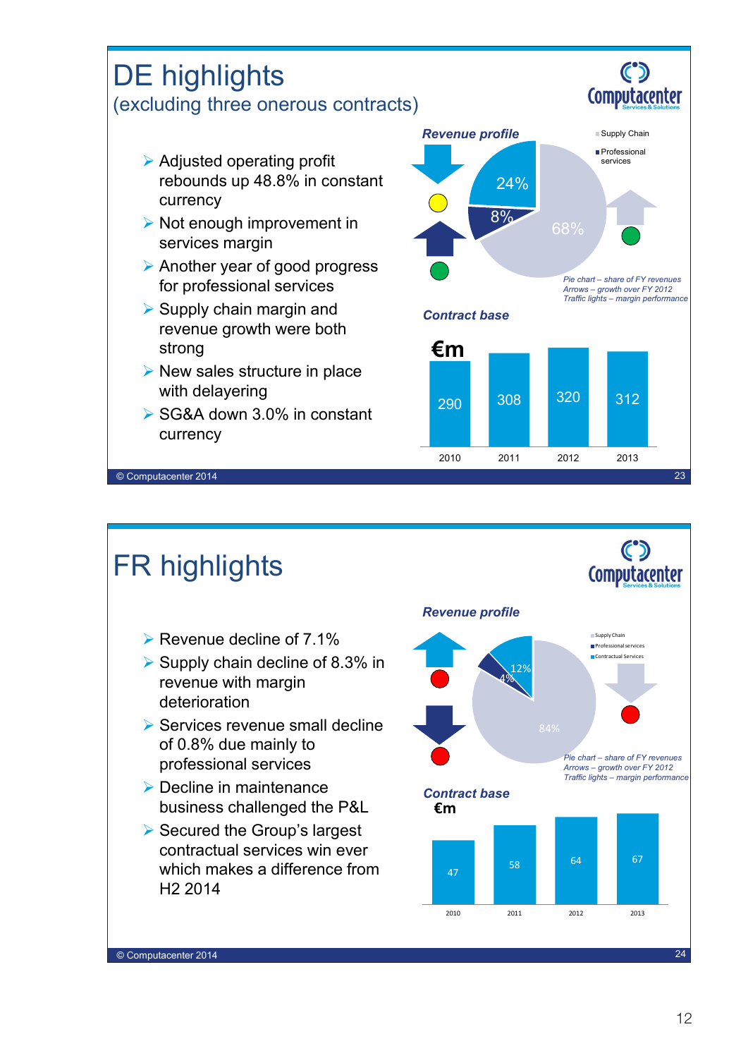# DE highlights

(excluding three onerous contracts)

- Adjusted operating profit rebounds up 48.8% in constant currency
- Not enough improvement in services margin
- Another year of good progress for professional services
- Supply chain margin and revenue growth were both strong
- New sales structure in place with delayering
- SG&A down 3.0% in constant currency

*Revenue profile*

Supply Chain
Professional services

24%
8%
68%

*Pie chart – share of FY revenues*
*Arrows – growth over FY 2012*
*Traffic lights – margin performance*

*Contract base*

€m

290
308
320
312

2010
2011
2012
2013

© Computacenter 2014

# FR highlights

- Revenue decline of 7.1%
- Supply chain decline of 8.3% in revenue with margin deterioration
- Services revenue small decline of 0.8% due mainly to professional services
- Decline in maintenance business challenged the P&L
- Secured the Group's largest contractual services win ever which makes a difference from H2 2014

*Revenue profile*

Supply Chain
Professional services
Contractual Services

12%
4%
84%

*Pie chart – share of FY revenues*
*Arrows – growth over FY 2012*
*Traffic lights – margin performance*

*Contract base*

€m

47
58
64
67

2010
2011
2012
2013

© Computacenter 2014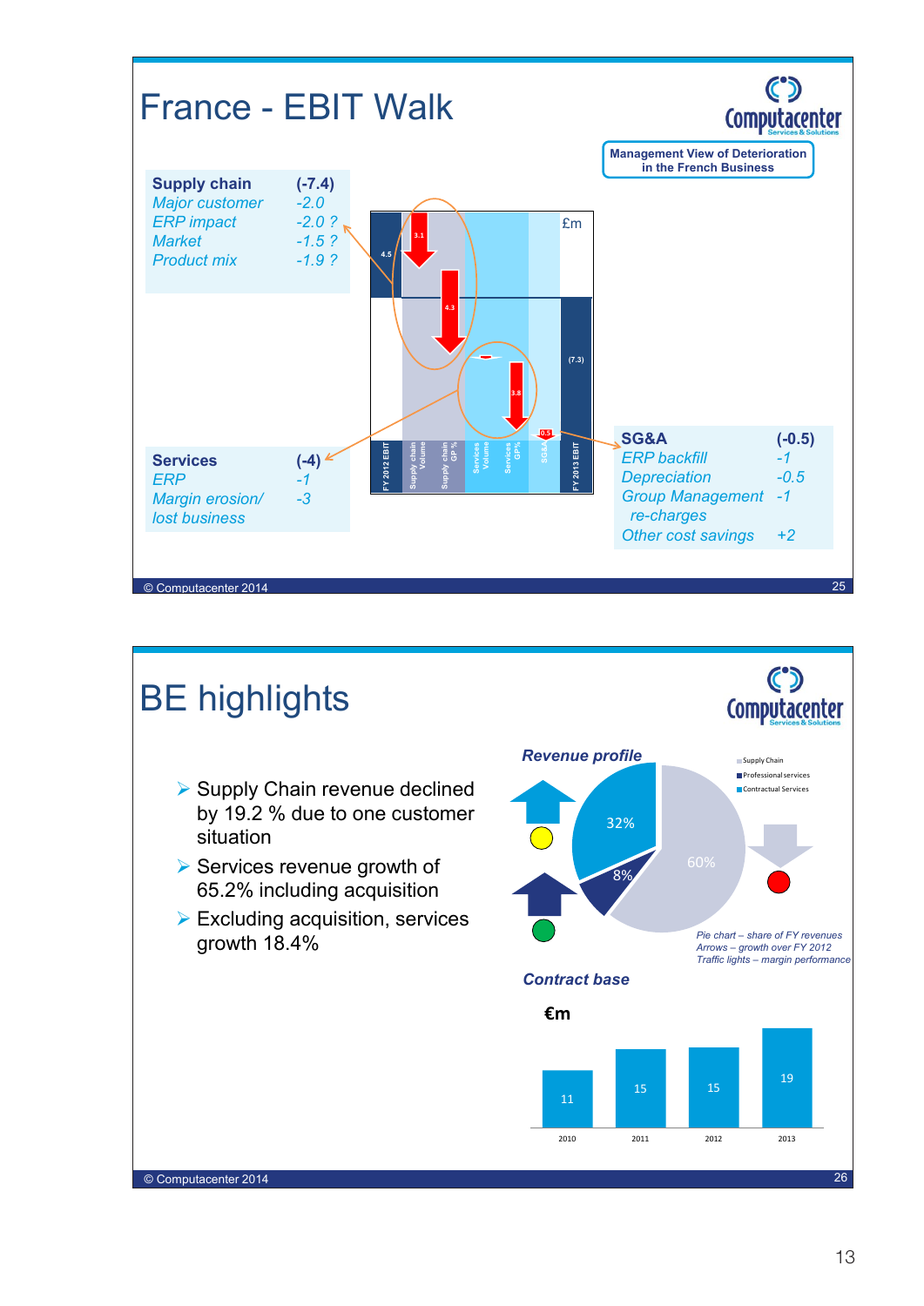# France - EBIT Walk

Management View of Deterioration in the French Business

**Supply chain** **(-7.4)**
*Major customer* *-2.0*
*ERP impact* *-2.0 ?*
*Market* *-1.5 ?*
*Product mix* *-1.9 ?*

£m

4.5
3.1
4.3
3.8
0.5
(7.3)

FY 2012 EBIT
Supply chain Volume
Supply chain GP %
Services Volume
Services GP%
SG&A
FY 2013 EBIT

**Services** **(-4)**
*ERP* *-1*
*Margin erosion/ lost business* *-3*

**SG&A** **(-0.5)**
*ERP backfill* *-1*
*Depreciation* *-0.5*
*Group Management re-charges* *-1*
*Other cost savings* *+2*

© Computacenter 2014

# BE highlights

- Supply Chain revenue declined by 19.2 % due to one customer situation
- Services revenue growth of 65.2% including acquisition
- Excluding acquisition, services growth 18.4%

**Revenue profile**

Supply Chain
Professional services
Contractual Services

32%
8%
60%

*Pie chart – share of FY revenues*
*Arrows – growth over FY 2012*
*Traffic lights – margin performance*

**Contract base**

€m

11
15
15
19

2010
2011
2012
2013

© Computacenter 2014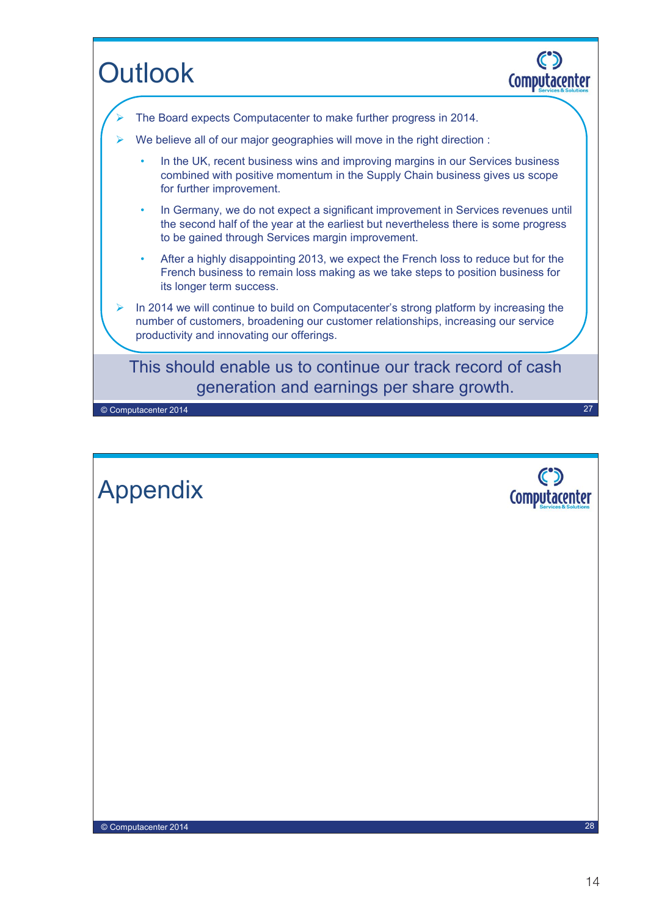# Outlook

- The Board expects Computacenter to make further progress in 2014.
- We believe all of our major geographies will move in the right direction :
  - In the UK, recent business wins and improving margins in our Services business combined with positive momentum in the Supply Chain business gives us scope for further improvement.
  - In Germany, we do not expect a significant improvement in Services revenues until the second half of the year at the earliest but nevertheless there is some progress to be gained through Services margin improvement.
  - After a highly disappointing 2013, we expect the French loss to reduce but for the French business to remain loss making as we take steps to position business for its longer term success.
- In 2014 we will continue to build on Computacenter's strong platform by increasing the number of customers, broadening our customer relationships, increasing our service productivity and innovating our offerings.

This should enable us to continue our track record of cash generation and earnings per share growth.

# Appendix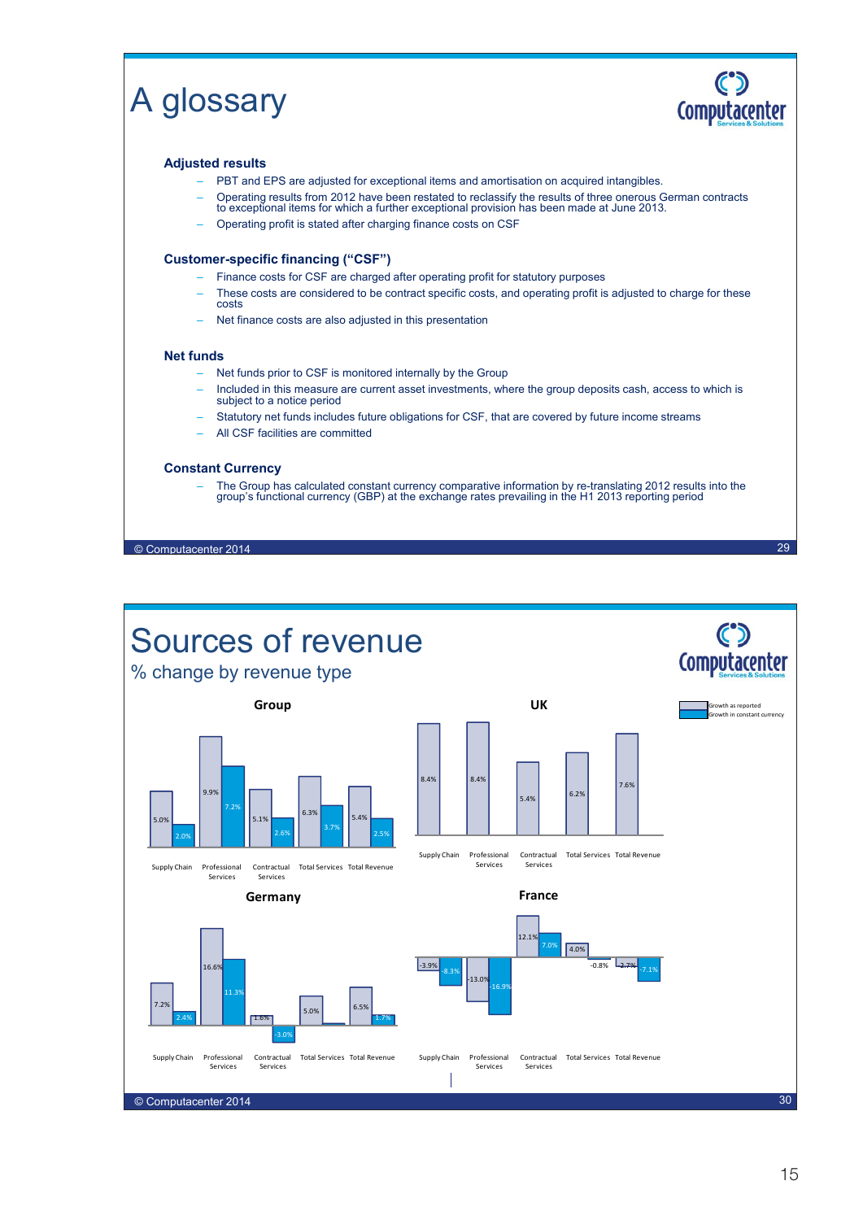# A glossary

### Adjusted results

- PBT and EPS are adjusted for exceptional items and amortisation on acquired intangibles.
- Operating results from 2012 have been restated to reclassify the results of three onerous German contracts to exceptional items for which a further exceptional provision has been made at June 2013.
- Operating profit is stated after charging finance costs on CSF

### Customer-specific financing ("CSF")

- Finance costs for CSF are charged after operating profit for statutory purposes
- These costs are considered to be contract specific costs, and operating profit is adjusted to charge for these costs
- Net finance costs are also adjusted in this presentation

### Net funds

- Net funds prior to CSF is monitored internally by the Group
- Included in this measure are current asset investments, where the group deposits cash, access to which is subject to a notice period
- Statutory net funds includes future obligations for CSF, that are covered by future income streams
- All CSF facilities are committed

### Constant Currency

- The Group has calculated constant currency comparative information by re-translating 2012 results into the group's functional currency (GBP) at the exchange rates prevailing in the H1 2013 reporting period

© Computacenter 2014

# Sources of revenue

## % change by revenue type

Growth as reported
Growth in constant currency

**Group**

Supply Chain: 5.0% / 2.0%
Professional Services: 9.9% / 7.2%
Contractual Services: 5.1% / 2.6%
Total Services: 6.3% / 3.7%
Total Revenue: 5.4% / 2.5%

**UK**

Supply Chain: 8.4%
Professional Services: 8.4%
Contractual Services: 5.4%
Total Services: 6.2%
Total Revenue: 7.6%

**Germany**

Supply Chain: 7.2% / 2.4%
Professional Services: 16.6% / 11.3%
Contractual Services: 1.6% / -3.0%
Total Services: 5.0%
Total Revenue: 6.5% / 1.7%

**France**

Supply Chain: -3.9% / -8.3%
Professional Services: -13.0% / -16.9%
Contractual Services: 12.1% / 7.0%
Total Services: 4.0% / -0.8%
Total Revenue: -2.7% / -7.1%

© Computacenter 2014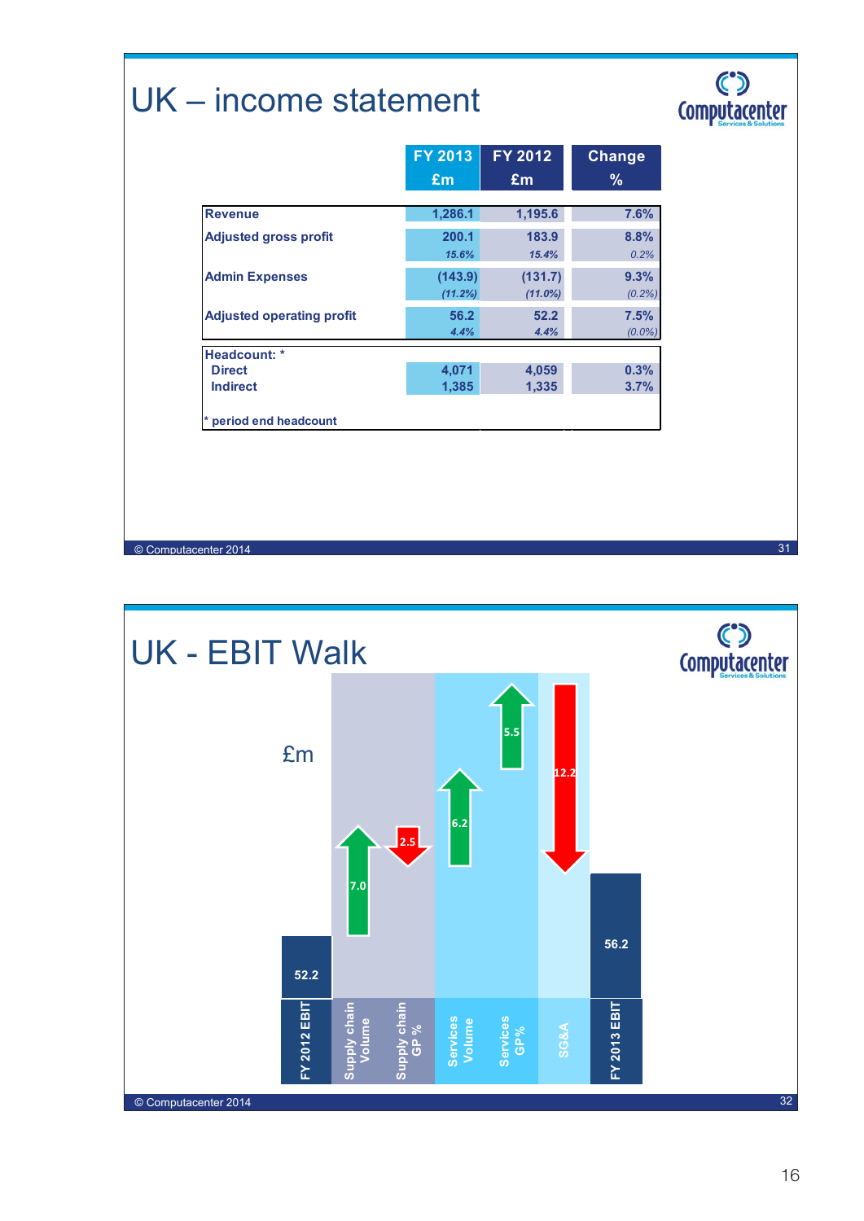# UK – income statement

| | FY 2013 £m | FY 2012 £m | Change % |
|---|---|---|---|
| Revenue | 1,286.1 | 1,195.6 | 7.6% |
| Adjusted gross profit | 200.1 | 183.9 | 8.8% |
| | *15.6%* | *15.4%* | *0.2%* |
| Admin Expenses | (143.9) | (131.7) | 9.3% |
| | *(11.2%)* | *(11.0%)* | *(0.2%)* |
| Adjusted operating profit | 56.2 | 52.2 | 7.5% |
| | *4.4%* | *4.4%* | *(0.0%)* |
| Headcount: * | | | |
| Direct | 4,071 | 4,059 | 0.3% |
| Indirect | 1,385 | 1,335 | 3.7% |

* period end headcount

© Computacenter 2014

# UK - EBIT Walk

£m

52.2
7.0
2.5
6.2
5.5
12.2
56.2

FY 2012 EBIT
Supply chain Volume
Supply chain GP %
Services Volume
Services GP%
SG&A
FY 2013 EBIT

© Computacenter 2014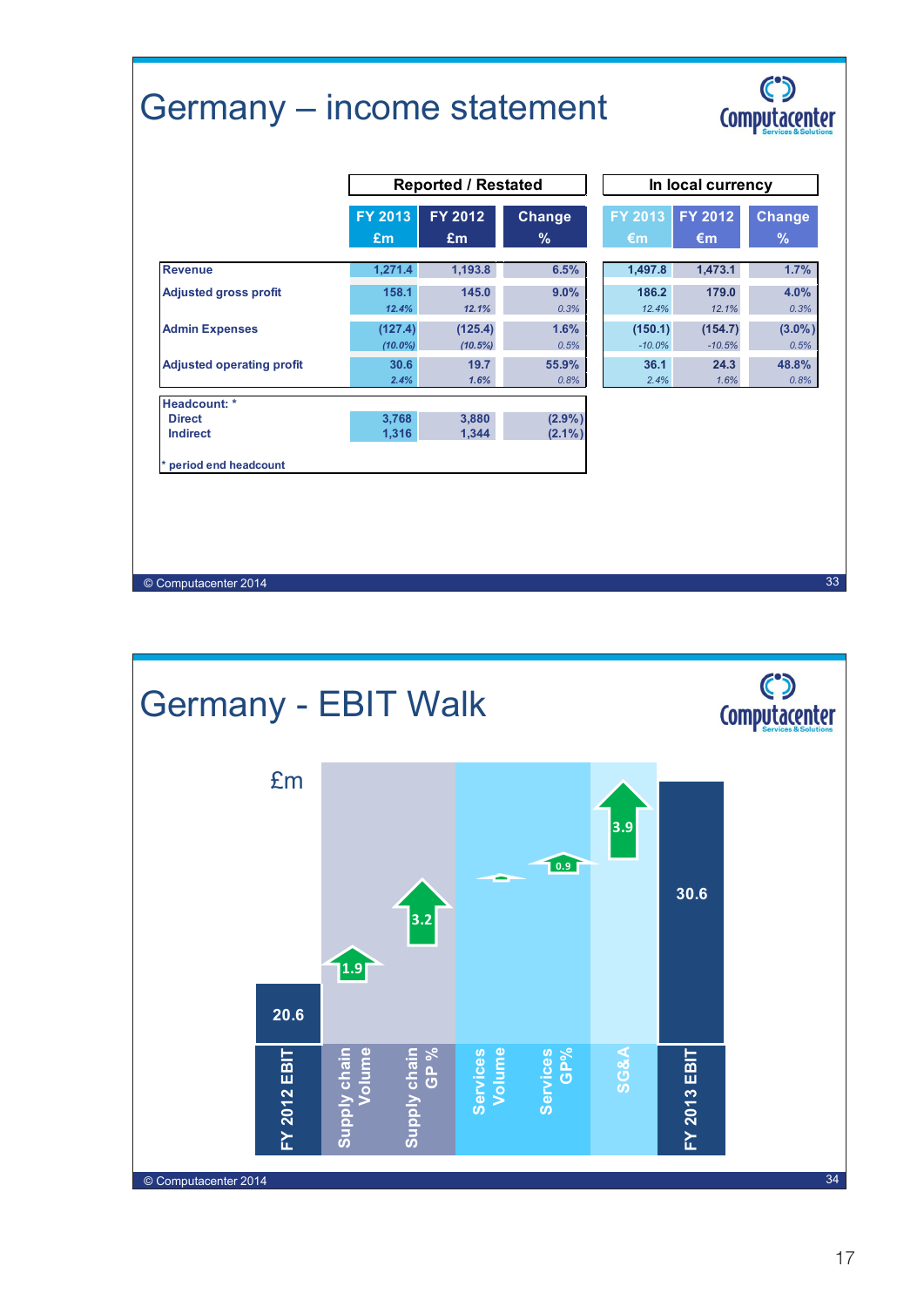# Germany – income statement

| | Reported / Restated | | | In local currency | | |
|---|---|---|---|---|---|---|
| | FY 2013 £m | FY 2012 £m | Change % | FY 2013 €m | FY 2012 €m | Change % |
| **Revenue** | 1,271.4 | 1,193.8 | 6.5% | 1,497.8 | 1,473.1 | 1.7% |
| **Adjusted gross profit** | 158.1 | 145.0 | 9.0% | 186.2 | 179.0 | 4.0% |
| | *12.4%* | *12.1%* | *0.3%* | *12.4%* | *12.1%* | *0.3%* |
| **Admin Expenses** | (127.4) | (125.4) | 1.6% | (150.1) | (154.7) | (3.0%) |
| | *(10.0%)* | *(10.5%)* | *0.5%* | *-10.0%* | *-10.5%* | *0.5%* |
| **Adjusted operating profit** | 30.6 | 19.7 | 55.9% | 36.1 | 24.3 | 48.8% |
| | *2.4%* | *1.6%* | *0.8%* | *2.4%* | *1.6%* | *0.8%* |

| | FY 2013 | FY 2012 | Change % |
|---|---|---|---|
| **Headcount: *** | | | |
| **Direct** | 3,768 | 3,880 | (2.9%) |
| **Indirect** | 1,316 | 1,344 | (2.1%) |

\* period end headcount

© Computacenter 2014

# Germany - EBIT Walk

£m

20.6
1.9
3.2
0.9
3.9
30.6

FY 2012 EBIT
Supply chain Volume
Supply chain GP %
Services Volume
Services GP%
SG&A
FY 2013 EBIT

© Computacenter 2014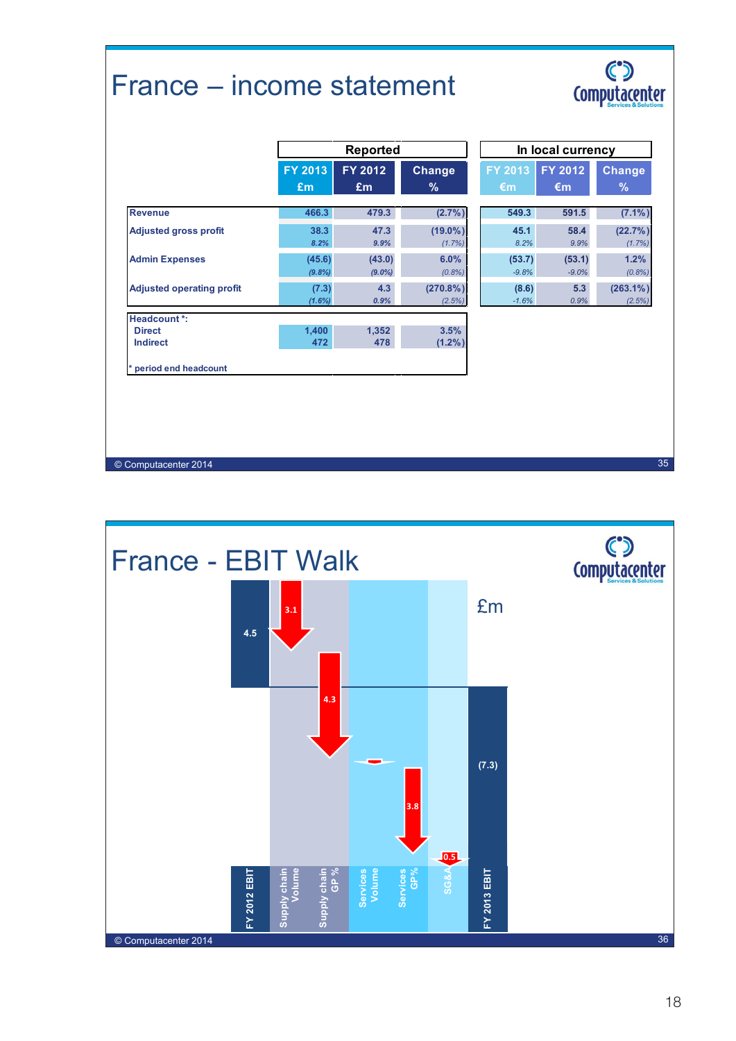# France – income statement

| | Reported | | | In local currency | | |
|---|---|---|---|---|---|---|
| | FY 2013 £m | FY 2012 £m | Change % | FY 2013 €m | FY 2012 €m | Change % |
| Revenue | 466.3 | 479.3 | (2.7%) | 549.3 | 591.5 | (7.1%) |
| Adjusted gross profit | 38.3 | 47.3 | (19.0%) | 45.1 | 58.4 | (22.7%) |
| | *8.2%* | *9.9%* | *(1.7%)* | *8.2%* | *9.9%* | *(1.7%)* |
| Admin Expenses | (45.6) | (43.0) | 6.0% | (53.7) | (53.1) | 1.2% |
| | *(9.8%)* | *(9.0%)* | *(0.8%)* | *-9.8%* | *-9.0%* | *(0.8%)* |
| Adjusted operating profit | (7.3) | 4.3 | (270.8%) | (8.6) | 5.3 | (263.1%) |
| | *(1.6%)* | *0.9%* | *(2.5%)* | *-1.6%* | *0.9%* | *(2.5%)* |
| Headcount *: | | | | | | |
| Direct | 1,400 | 1,352 | 3.5% | | | |
| Indirect | 472 | 478 | (1.2%) | | | |

* period end headcount

# France - EBIT Walk

£m

4.5
3.1
4.3
3.8
0.5
(7.3)

FY 2012 EBIT
Supply chain Volume
Supply chain GP %
Services Volume
Services GP%
SG&A
FY 2013 EBIT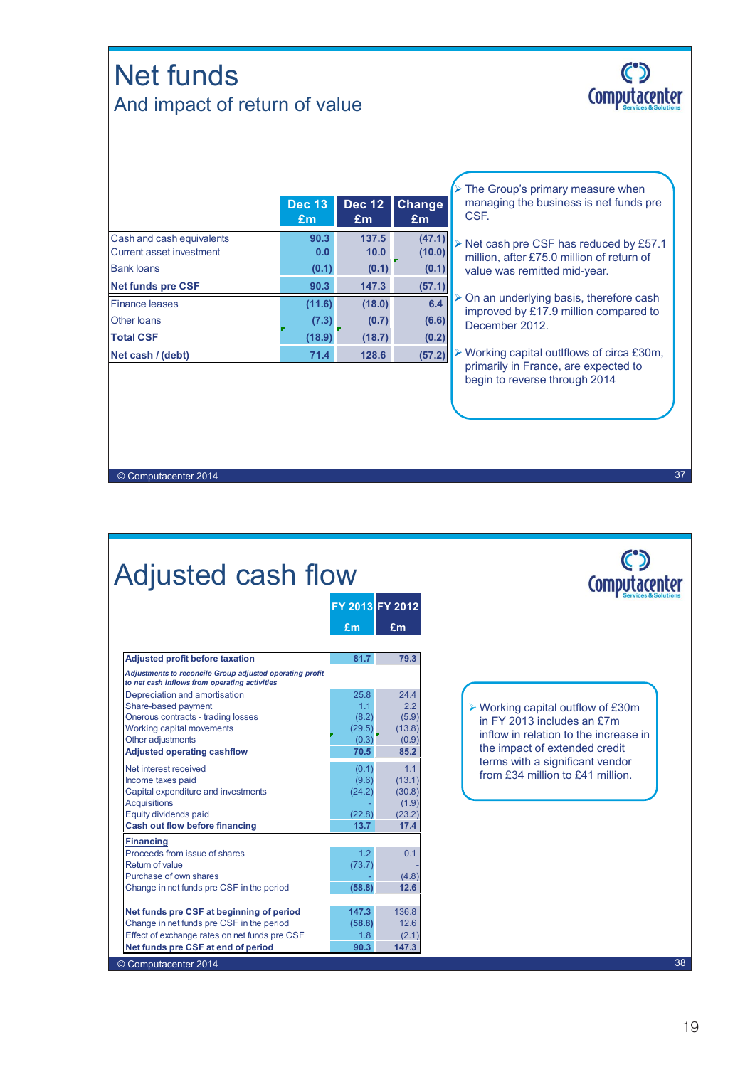# Net funds

## And impact of return of value

| | Dec 13 £m | Dec 12 £m | Change £m |
|---|---|---|---|
| Cash and cash equivalents | 90.3 | 137.5 | (47.1) |
| Current asset investment | 0.0 | 10.0 | (10.0) |
| Bank loans | (0.1) | (0.1) | (0.1) |
| **Net funds pre CSF** | **90.3** | **147.3** | **(57.1)** |
| Finance leases | (11.6) | (18.0) | 6.4 |
| Other loans | (7.3) | (0.7) | (6.6) |
| **Total CSF** | **(18.9)** | **(18.7)** | **(0.2)** |
| **Net cash / (debt)** | **71.4** | **128.6** | **(57.2)** |

- The Group's primary measure when managing the business is net funds pre CSF.
- Net cash pre CSF has reduced by £57.1 million, after £75.0 million of return of value was remitted mid-year.
- On an underlying basis, therefore cash improved by £17.9 million compared to December 2012.
- Working capital outflows of circa £30m, primarily in France, are expected to begin to reverse through 2014

© Computacenter 2014

# Adjusted cash flow

| | FY 2013 £m | FY 2012 £m |
|---|---|---|
| **Adjusted profit before taxation** | **81.7** | **79.3** |
| ***Adjustments to reconcile Group adjusted operating profit to net cash inflows from operating activities*** | | |
| Depreciation and amortisation | 25.8 | 24.4 |
| Share-based payment | 1.1 | 2.2 |
| Onerous contracts - trading losses | (8.2) | (5.9) |
| Working capital movements | (29.5) | (13.8) |
| Other adjustments | (0.3) | (0.9) |
| **Adjusted operating cashflow** | **70.5** | **85.2** |
| Net interest received | (0.1) | 1.1 |
| Income taxes paid | (9.6) | (13.1) |
| Capital expenditure and investments | (24.2) | (30.8) |
| Acquisitions | - | (1.9) |
| Equity dividends paid | (22.8) | (23.2) |
| **Cash out flow before financing** | **13.7** | **17.4** |
| **Financing** | | |
| Proceeds from issue of shares | 1.2 | 0.1 |
| Return of value | (73.7) | - |
| Purchase of own shares | - | (4.8) |
| Change in net funds pre CSF in the period | **(58.8)** | **12.6** |
| **Net funds pre CSF at beginning of period** | **147.3** | 136.8 |
| Change in net funds pre CSF in the period | **(58.8)** | 12.6 |
| Effect of exchange rates on net funds pre CSF | 1.8 | (2.1) |
| **Net funds pre CSF at end of period** | **90.3** | **147.3** |

- Working capital outflow of £30m in FY 2013 includes an £7m inflow in relation to the increase in the impact of extended credit terms with a significant vendor from £34 million to £41 million.

© Computacenter 2014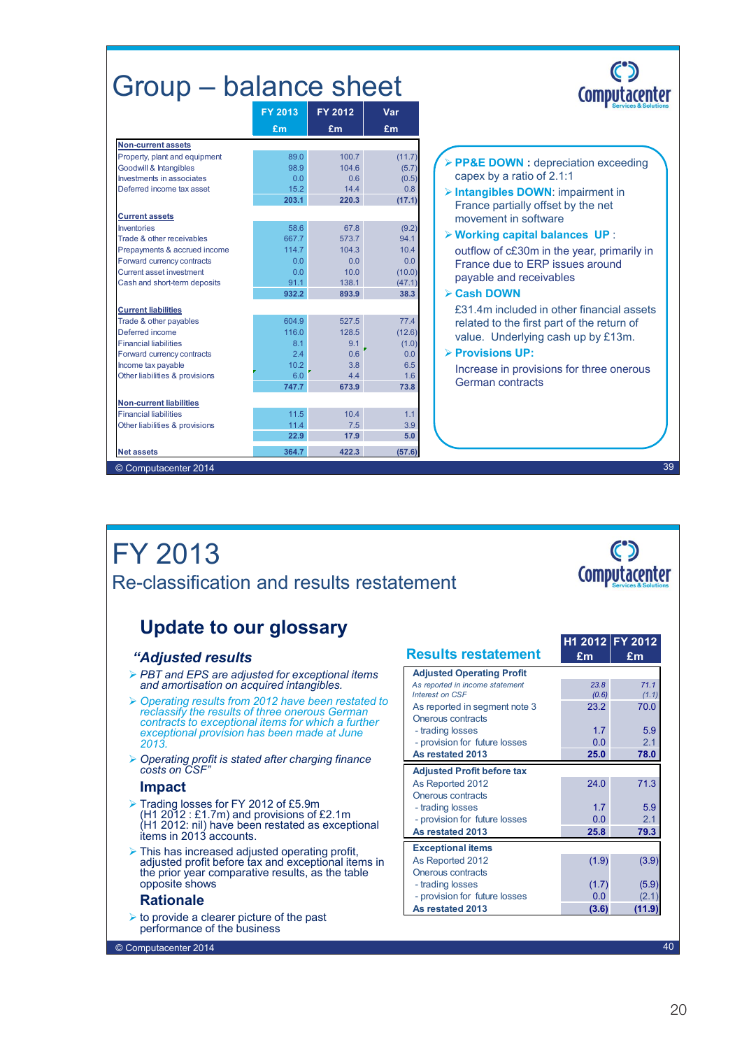# Group – balance sheet

Computacenter Services & Solutions

| | FY 2013 £m | FY 2012 £m | Var £m |
|---|---|---|---|
| **Non-current assets** | | | |
| Property, plant and equipment | 89.0 | 100.7 | (11.7) |
| Goodwill & Intangibles | 98.9 | 104.6 | (5.7) |
| Investments in associates | 0.0 | 0.6 | (0.5) |
| Deferred income tax asset | 15.2 | 14.4 | 0.8 |
| | **203.1** | **220.3** | **(17.1)** |
| **Current assets** | | | |
| Inventories | 58.6 | 67.8 | (9.2) |
| Trade & other receivables | 667.7 | 573.7 | 94.1 |
| Prepayments & accrued income | 114.7 | 104.3 | 10.4 |
| Forward currency contracts | 0.0 | 0.0 | 0.0 |
| Current asset investment | 0.0 | 10.0 | (10.0) |
| Cash and short-term deposits | 91.1 | 138.1 | (47.1) |
| | **932.2** | **893.9** | **38.3** |
| **Current liabilities** | | | |
| Trade & other payables | 604.9 | 527.5 | 77.4 |
| Deferred income | 116.0 | 128.5 | (12.6) |
| Financial liabilities | 8.1 | 9.1 | (1.0) |
| Forward currency contracts | 2.4 | 0.6 | 0.0 |
| Income tax payable | 10.2 | 3.8 | 6.5 |
| Other liabilities & provisions | 6.0 | 4.4 | 1.6 |
| | **747.7** | **673.9** | **73.8** |
| **Non-current liabilities** | | | |
| Financial liabilities | 11.5 | 10.4 | 1.1 |
| Other liabilities & provisions | 11.4 | 7.5 | 3.9 |
| | **22.9** | **17.9** | **5.0** |
| **Net assets** | **364.7** | **422.3** | **(57.6)** |

- **PP&E DOWN :** depreciation exceeding capex by a ratio of 2.1:1
- **Intangibles DOWN**: impairment in France partially offset by the net movement in software
- **Working capital balances UP** : outflow of c£30m in the year, primarily in France due to ERP issues around payable and receivables
- **Cash DOWN**
  £31.4m included in other financial assets related to the first part of the return of value. Underlying cash up by £13m.
- **Provisions UP:**
  Increase in provisions for three onerous German contracts

© Computacenter 2014

# FY 2013

## Re-classification and results restatement

Computacenter Services & Solutions

### Update to our glossary

#### *"Adjusted results*

- *PBT and EPS are adjusted for exceptional items and amortisation on acquired intangibles.*
- *Operating results from 2012 have been restated to reclassify the results of three onerous German contracts to exceptional items for which a further exceptional provision has been made at June 2013.*
- *Operating profit is stated after charging finance costs on CSF"*

#### Impact

- Trading losses for FY 2012 of £5.9m (H1 2012 : £1.7m) and provisions of £2.1m (H1 2012: nil) have been restated as exceptional items in 2013 accounts.
- This has increased adjusted operating profit, adjusted profit before tax and exceptional items in the prior year comparative results, as the table opposite shows

#### Rationale

- to provide a clearer picture of the past performance of the business

### Results restatement

| | H1 2012 £m | FY 2012 £m |
|---|---|---|
| **Adjusted Operating Profit** | | |
| *As reported in income statement* | *23.8* | *71.1* |
| *Interest on CSF* | *(0.6)* | *(1.1)* |
| As reported in segment note 3 | 23.2 | 70.0 |
| Onerous contracts | | |
| - trading losses | 1.7 | 5.9 |
| - provision for future losses | 0.0 | 2.1 |
| **As restated 2013** | **25.0** | **78.0** |
| **Adjusted Profit before tax** | | |
| As Reported 2012 | 24.0 | 71.3 |
| Onerous contracts | | |
| - trading losses | 1.7 | 5.9 |
| - provision for future losses | 0.0 | 2.1 |
| **As restated 2013** | **25.8** | **79.3** |
| **Exceptional items** | | |
| As Reported 2012 | (1.9) | (3.9) |
| Onerous contracts | | |
| - trading losses | (1.7) | (5.9) |
| - provision for future losses | 0.0 | (2.1) |
| **As restated 2013** | **(3.6)** | **(11.9)** |

© Computacenter 2014